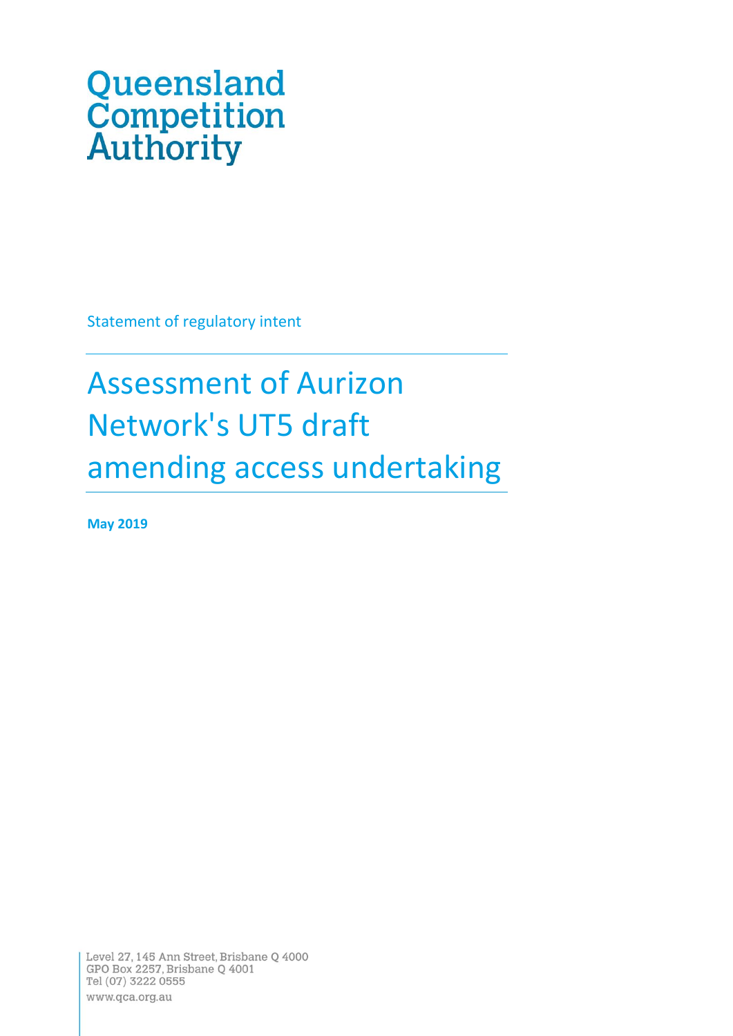Queensland
Competition
Authority

Statement of regulatory intent

# Assessment of Aurizon Network's UT5 draft amending access undertaking

**May 2019**

Level 27, 145 Ann Street, Brisbane Q 4000
GPO Box 2257, Brisbane Q 4001
Tel (07) 3222 0555
www.qca.org.au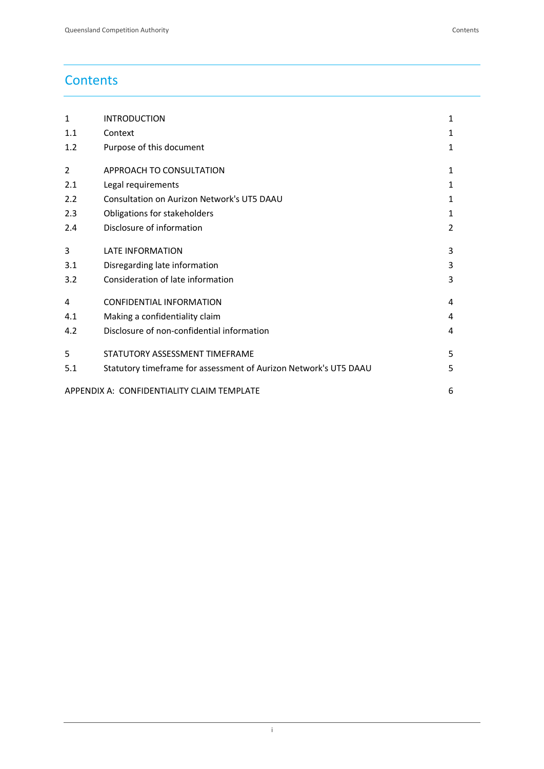# Contents

| | | |
|---|---|---|
| 1 | INTRODUCTION | 1 |
| 1.1 | Context | 1 |
| 1.2 | Purpose of this document | 1 |
| 2 | APPROACH TO CONSULTATION | 1 |
| 2.1 | Legal requirements | 1 |
| 2.2 | Consultation on Aurizon Network's UT5 DAAU | 1 |
| 2.3 | Obligations for stakeholders | 1 |
| 2.4 | Disclosure of information | 2 |
| 3 | LATE INFORMATION | 3 |
| 3.1 | Disregarding late information | 3 |
| 3.2 | Consideration of late information | 3 |
| 4 | CONFIDENTIAL INFORMATION | 4 |
| 4.1 | Making a confidentiality claim | 4 |
| 4.2 | Disclosure of non-confidential information | 4 |
| 5 | STATUTORY ASSESSMENT TIMEFRAME | 5 |
| 5.1 | Statutory timeframe for assessment of Aurizon Network's UT5 DAAU | 5 |
| APPENDIX A: CONFIDENTIALITY CLAIM TEMPLATE | | 6 |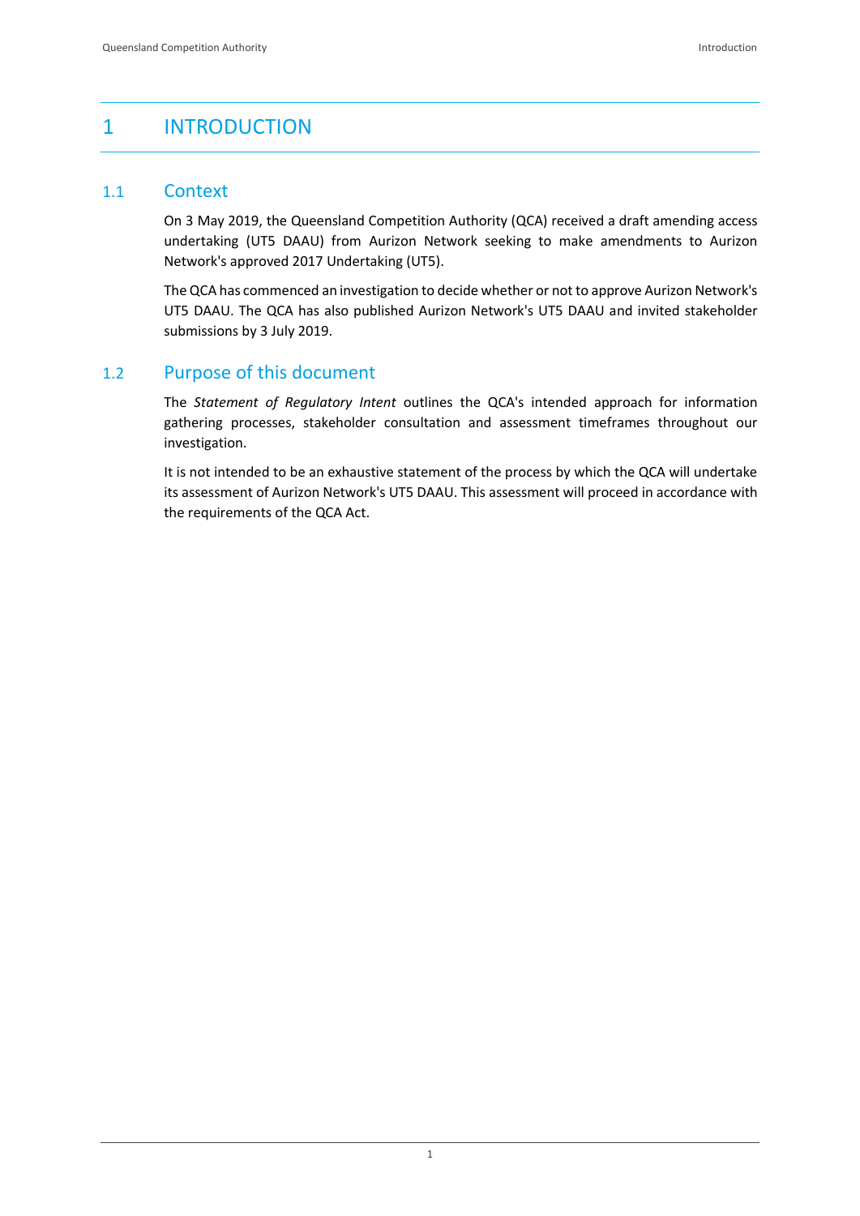# 1 INTRODUCTION

## 1.1 Context

On 3 May 2019, the Queensland Competition Authority (QCA) received a draft amending access undertaking (UT5 DAAU) from Aurizon Network seeking to make amendments to Aurizon Network's approved 2017 Undertaking (UT5).

The QCA has commenced an investigation to decide whether or not to approve Aurizon Network's UT5 DAAU. The QCA has also published Aurizon Network's UT5 DAAU and invited stakeholder submissions by 3 July 2019.

## 1.2 Purpose of this document

The *Statement of Regulatory Intent* outlines the QCA's intended approach for information gathering processes, stakeholder consultation and assessment timeframes throughout our investigation.

It is not intended to be an exhaustive statement of the process by which the QCA will undertake its assessment of Aurizon Network's UT5 DAAU. This assessment will proceed in accordance with the requirements of the QCA Act.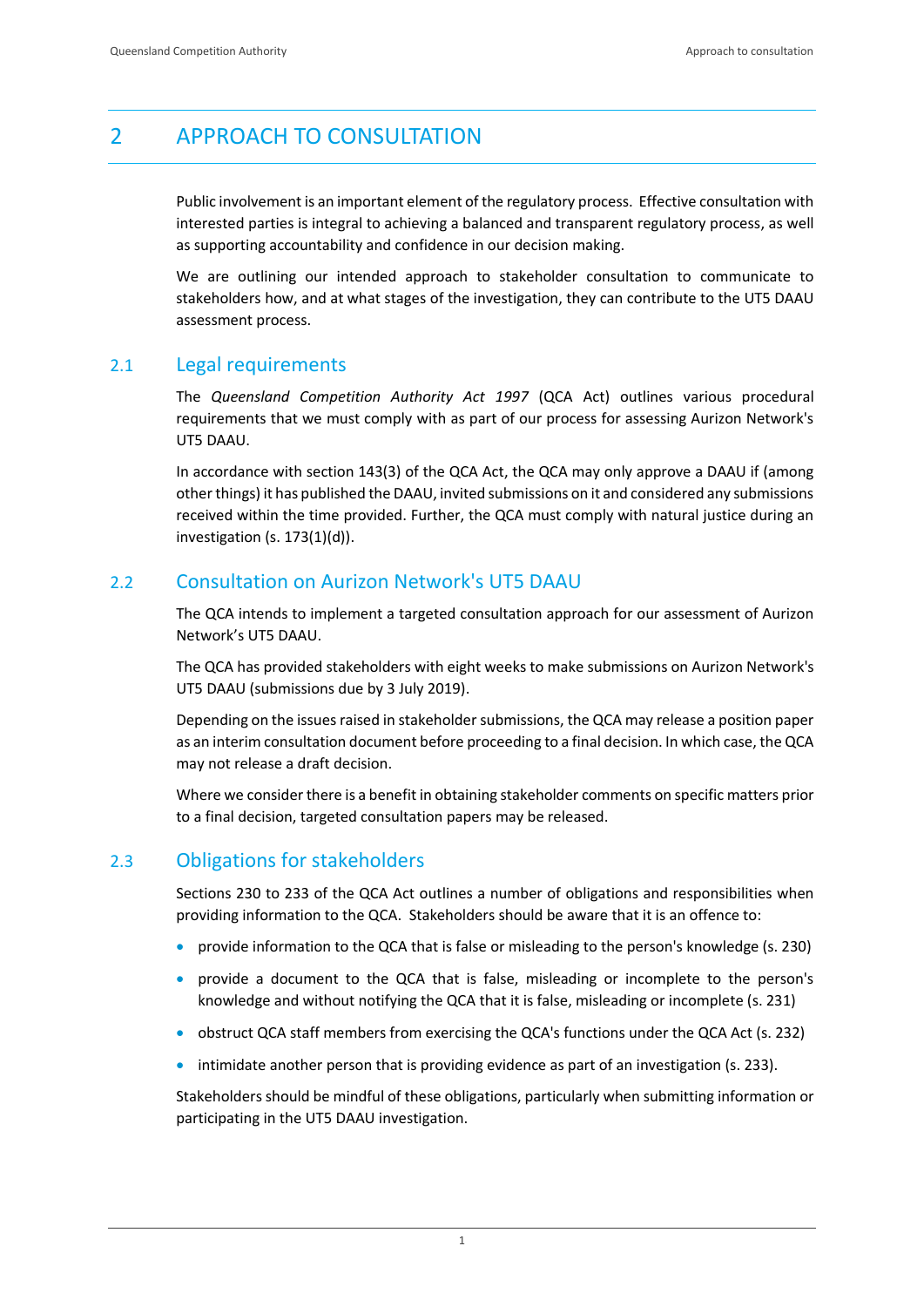# 2 APPROACH TO CONSULTATION

Public involvement is an important element of the regulatory process. Effective consultation with interested parties is integral to achieving a balanced and transparent regulatory process, as well as supporting accountability and confidence in our decision making.

We are outlining our intended approach to stakeholder consultation to communicate to stakeholders how, and at what stages of the investigation, they can contribute to the UT5 DAAU assessment process.

## 2.1 Legal requirements

The *Queensland Competition Authority Act 1997* (QCA Act) outlines various procedural requirements that we must comply with as part of our process for assessing Aurizon Network's UT5 DAAU.

In accordance with section 143(3) of the QCA Act, the QCA may only approve a DAAU if (among other things) it has published the DAAU, invited submissions on it and considered any submissions received within the time provided. Further, the QCA must comply with natural justice during an investigation (s. 173(1)(d)).

## 2.2 Consultation on Aurizon Network's UT5 DAAU

The QCA intends to implement a targeted consultation approach for our assessment of Aurizon Network's UT5 DAAU.

The QCA has provided stakeholders with eight weeks to make submissions on Aurizon Network's UT5 DAAU (submissions due by 3 July 2019).

Depending on the issues raised in stakeholder submissions, the QCA may release a position paper as an interim consultation document before proceeding to a final decision. In which case, the QCA may not release a draft decision.

Where we consider there is a benefit in obtaining stakeholder comments on specific matters prior to a final decision, targeted consultation papers may be released.

## 2.3 Obligations for stakeholders

Sections 230 to 233 of the QCA Act outlines a number of obligations and responsibilities when providing information to the QCA. Stakeholders should be aware that it is an offence to:

- provide information to the QCA that is false or misleading to the person's knowledge (s. 230)
- provide a document to the QCA that is false, misleading or incomplete to the person's knowledge and without notifying the QCA that it is false, misleading or incomplete (s. 231)
- obstruct QCA staff members from exercising the QCA's functions under the QCA Act (s. 232)
- intimidate another person that is providing evidence as part of an investigation (s. 233).

Stakeholders should be mindful of these obligations, particularly when submitting information or participating in the UT5 DAAU investigation.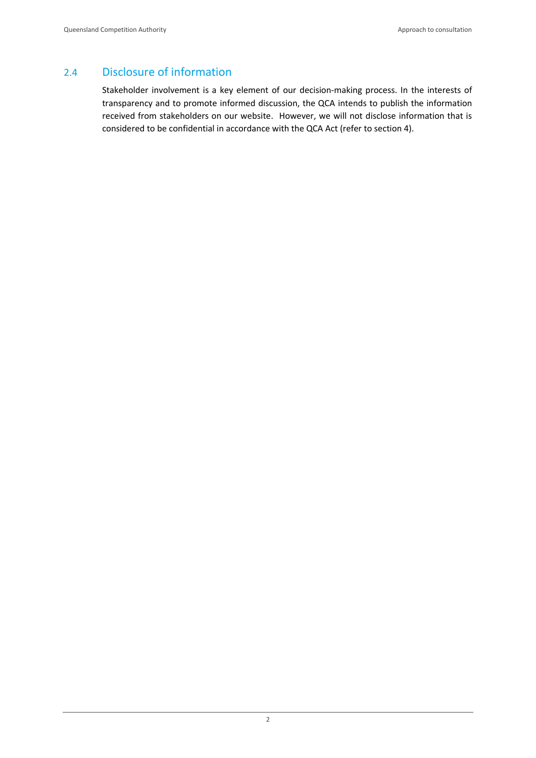## 2.4 Disclosure of information

Stakeholder involvement is a key element of our decision-making process. In the interests of transparency and to promote informed discussion, the QCA intends to publish the information received from stakeholders on our website. However, we will not disclose information that is considered to be confidential in accordance with the QCA Act (refer to section 4).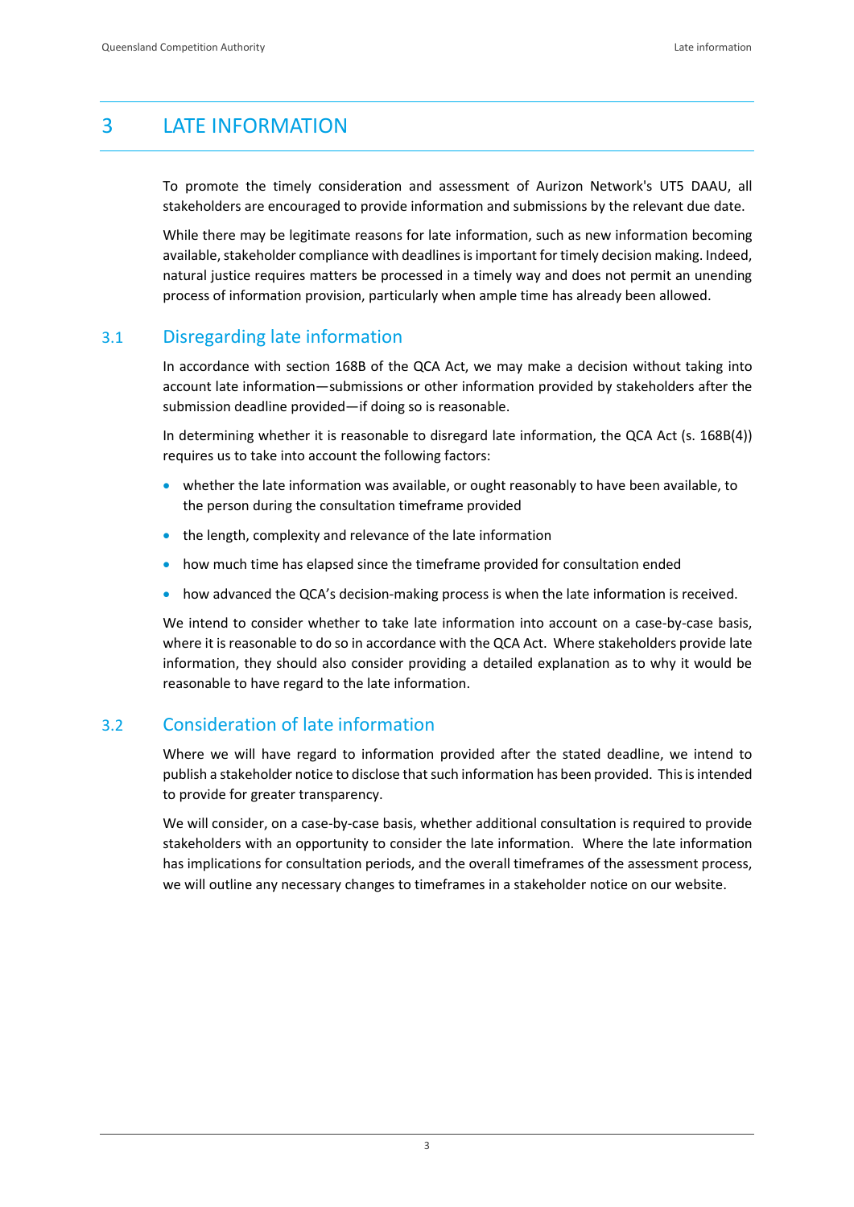# 3 LATE INFORMATION

To promote the timely consideration and assessment of Aurizon Network's UT5 DAAU, all stakeholders are encouraged to provide information and submissions by the relevant due date.

While there may be legitimate reasons for late information, such as new information becoming available, stakeholder compliance with deadlines is important for timely decision making. Indeed, natural justice requires matters be processed in a timely way and does not permit an unending process of information provision, particularly when ample time has already been allowed.

## 3.1 Disregarding late information

In accordance with section 168B of the QCA Act, we may make a decision without taking into account late information—submissions or other information provided by stakeholders after the submission deadline provided—if doing so is reasonable.

In determining whether it is reasonable to disregard late information, the QCA Act (s. 168B(4)) requires us to take into account the following factors:

- whether the late information was available, or ought reasonably to have been available, to the person during the consultation timeframe provided
- the length, complexity and relevance of the late information
- how much time has elapsed since the timeframe provided for consultation ended
- how advanced the QCA's decision-making process is when the late information is received.

We intend to consider whether to take late information into account on a case-by-case basis, where it is reasonable to do so in accordance with the QCA Act. Where stakeholders provide late information, they should also consider providing a detailed explanation as to why it would be reasonable to have regard to the late information.

## 3.2 Consideration of late information

Where we will have regard to information provided after the stated deadline, we intend to publish a stakeholder notice to disclose that such information has been provided. This is intended to provide for greater transparency.

We will consider, on a case-by-case basis, whether additional consultation is required to provide stakeholders with an opportunity to consider the late information. Where the late information has implications for consultation periods, and the overall timeframes of the assessment process, we will outline any necessary changes to timeframes in a stakeholder notice on our website.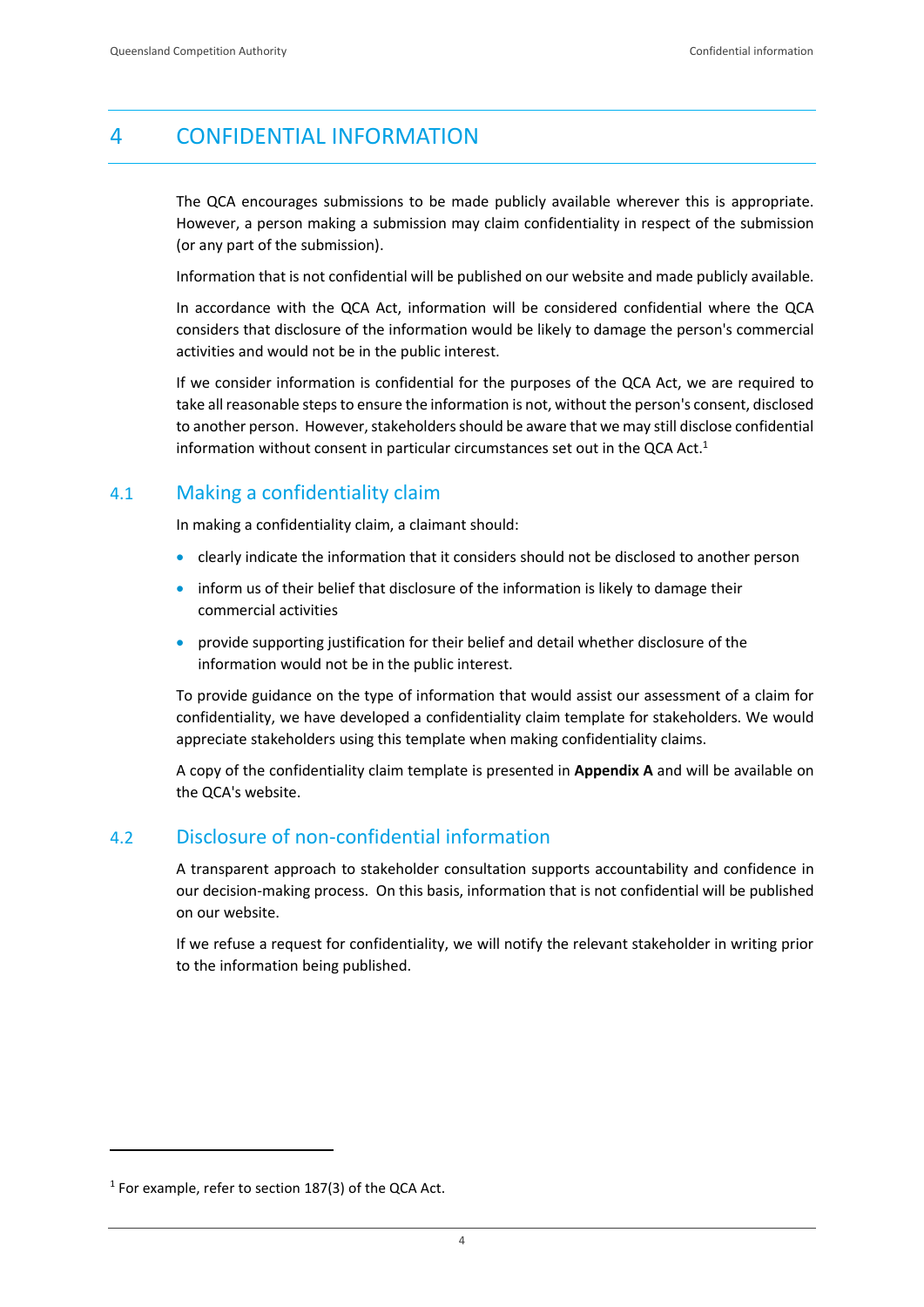# 4 CONFIDENTIAL INFORMATION

The QCA encourages submissions to be made publicly available wherever this is appropriate. However, a person making a submission may claim confidentiality in respect of the submission (or any part of the submission).

Information that is not confidential will be published on our website and made publicly available.

In accordance with the QCA Act, information will be considered confidential where the QCA considers that disclosure of the information would be likely to damage the person's commercial activities and would not be in the public interest.

If we consider information is confidential for the purposes of the QCA Act, we are required to take all reasonable steps to ensure the information is not, without the person's consent, disclosed to another person. However, stakeholders should be aware that we may still disclose confidential information without consent in particular circumstances set out in the QCA Act.[1]

## 4.1 Making a confidentiality claim

In making a confidentiality claim, a claimant should:

- clearly indicate the information that it considers should not be disclosed to another person
- inform us of their belief that disclosure of the information is likely to damage their commercial activities
- provide supporting justification for their belief and detail whether disclosure of the information would not be in the public interest.

To provide guidance on the type of information that would assist our assessment of a claim for confidentiality, we have developed a confidentiality claim template for stakeholders. We would appreciate stakeholders using this template when making confidentiality claims.

A copy of the confidentiality claim template is presented in **Appendix A** and will be available on the QCA's website.

## 4.2 Disclosure of non-confidential information

A transparent approach to stakeholder consultation supports accountability and confidence in our decision-making process. On this basis, information that is not confidential will be published on our website.

If we refuse a request for confidentiality, we will notify the relevant stakeholder in writing prior to the information being published.

---

[1] For example, refer to section 187(3) of the QCA Act.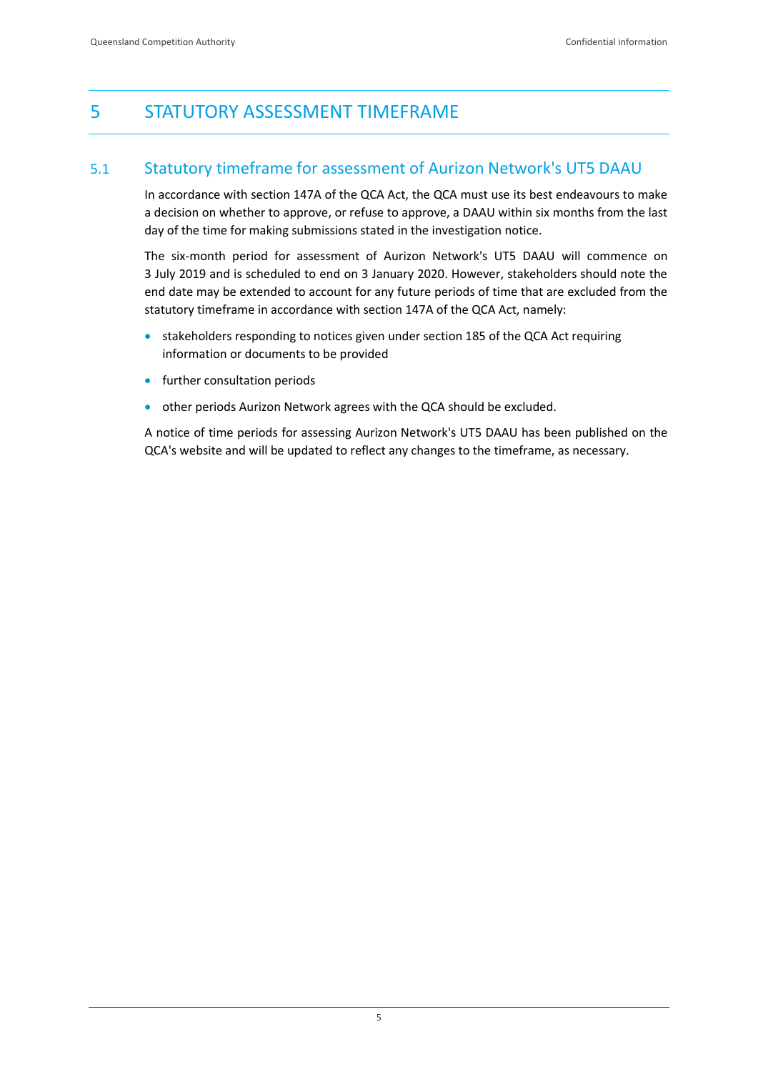# 5 STATUTORY ASSESSMENT TIMEFRAME

## 5.1 Statutory timeframe for assessment of Aurizon Network's UT5 DAAU

In accordance with section 147A of the QCA Act, the QCA must use its best endeavours to make a decision on whether to approve, or refuse to approve, a DAAU within six months from the last day of the time for making submissions stated in the investigation notice.

The six-month period for assessment of Aurizon Network's UT5 DAAU will commence on 3 July 2019 and is scheduled to end on 3 January 2020. However, stakeholders should note the end date may be extended to account for any future periods of time that are excluded from the statutory timeframe in accordance with section 147A of the QCA Act, namely:

- stakeholders responding to notices given under section 185 of the QCA Act requiring information or documents to be provided
- further consultation periods
- other periods Aurizon Network agrees with the QCA should be excluded.

A notice of time periods for assessing Aurizon Network's UT5 DAAU has been published on the QCA's website and will be updated to reflect any changes to the timeframe, as necessary.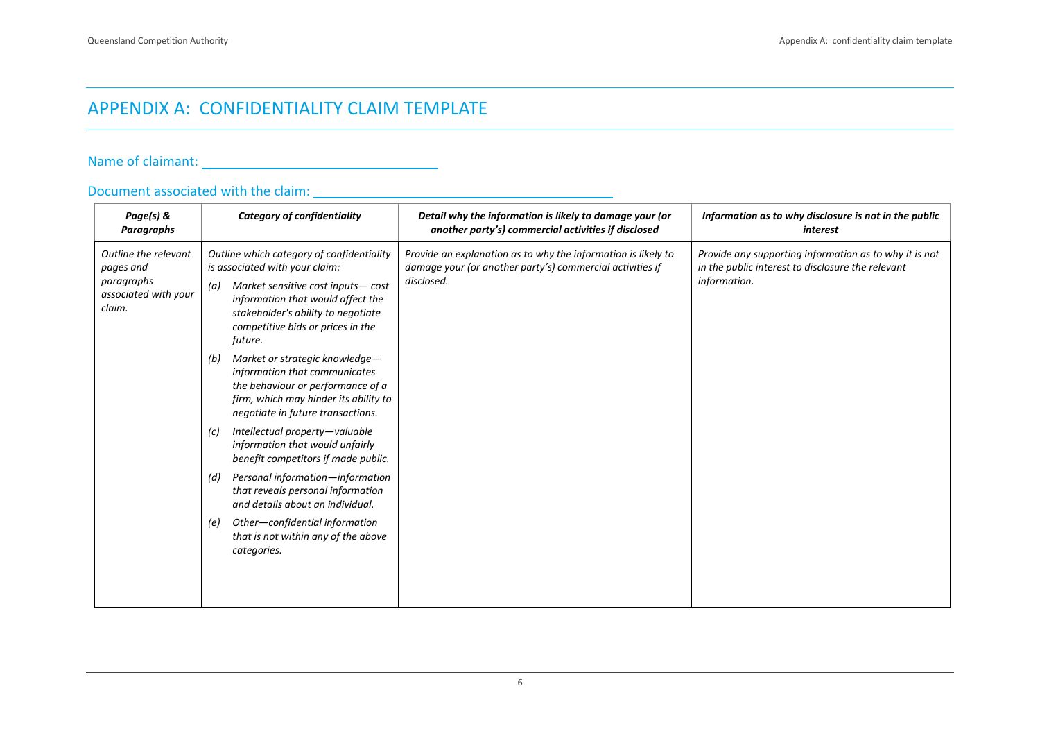# APPENDIX A: CONFIDENTIALITY CLAIM TEMPLATE

Name of claimant: ______________________________

Document associated with the claim: ______________________________________

| ***Page(s) & Paragraphs*** | ***Category of confidentiality*** | ***Detail why the information is likely to damage your (or another party's) commercial activities if disclosed*** | ***Information as to why disclosure is not in the public interest*** |
|---|---|---|---|
| *Outline the relevant pages and paragraphs associated with your claim.* | *Outline which category of confidentiality is associated with your claim:*<br>*(a) Market sensitive cost inputs— cost information that would affect the stakeholder's ability to negotiate competitive bids or prices in the future.*<br>*(b) Market or strategic knowledge—information that communicates the behaviour or performance of a firm, which may hinder its ability to negotiate in future transactions.*<br>*(c) Intellectual property—valuable information that would unfairly benefit competitors if made public.*<br>*(d) Personal information—information that reveals personal information and details about an individual.*<br>*(e) Other—confidential information that is not within any of the above categories.* | *Provide an explanation as to why the information is likely to damage your (or another party's) commercial activities if disclosed.* | *Provide any supporting information as to why it is not in the public interest to disclosure the relevant information.* |